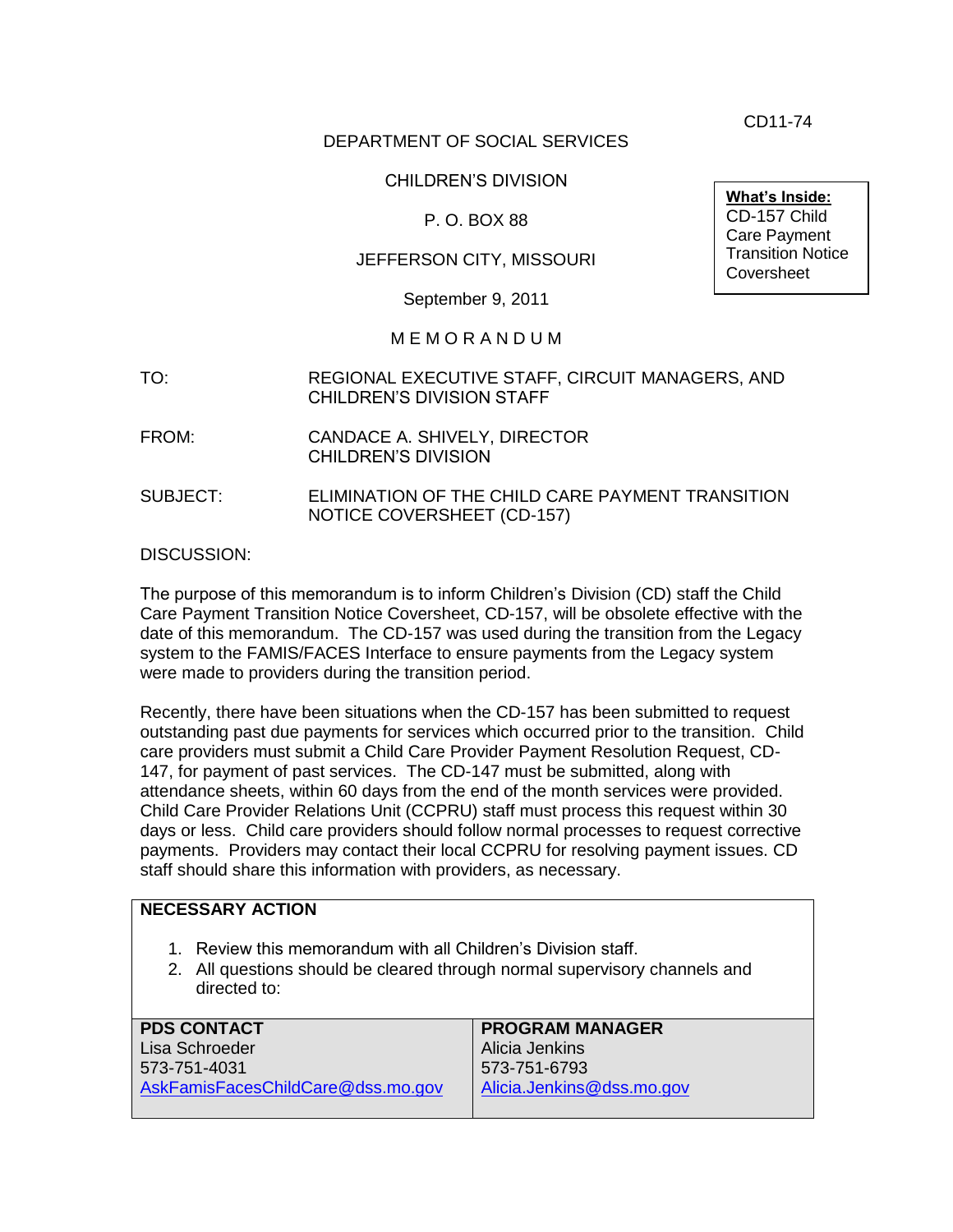CD11-74

DEPARTMENT OF SOCIAL SERVICES

CHILDREN'S DIVISION

P. O. BOX 88

JEFFERSON CITY, MISSOURI

September 9, 2011

**What's Inside:**
CD-157 Child Care Payment Transition Notice Coversheet

M E M O R A N D U M

TO: REGIONAL EXECUTIVE STAFF, CIRCUIT MANAGERS, AND CHILDREN'S DIVISION STAFF

FROM: CANDACE A. SHIVELY, DIRECTOR
CHILDREN'S DIVISION

SUBJECT: ELIMINATION OF THE CHILD CARE PAYMENT TRANSITION NOTICE COVERSHEET (CD-157)

DISCUSSION:

The purpose of this memorandum is to inform Children's Division (CD) staff the Child Care Payment Transition Notice Coversheet, CD-157, will be obsolete effective with the date of this memorandum. The CD-157 was used during the transition from the Legacy system to the FAMIS/FACES Interface to ensure payments from the Legacy system were made to providers during the transition period.

Recently, there have been situations when the CD-157 has been submitted to request outstanding past due payments for services which occurred prior to the transition. Child care providers must submit a Child Care Provider Payment Resolution Request, CD-147, for payment of past services. The CD-147 must be submitted, along with attendance sheets, within 60 days from the end of the month services were provided. Child Care Provider Relations Unit (CCPRU) staff must process this request within 30 days or less. Child care providers should follow normal processes to request corrective payments. Providers may contact their local CCPRU for resolving payment issues. CD staff should share this information with providers, as necessary.

**NECESSARY ACTION**

1. Review this memorandum with all Children's Division staff.
2. All questions should be cleared through normal supervisory channels and directed to:

| PDS CONTACT | PROGRAM MANAGER |
|---|---|
| Lisa Schroeder | Alicia Jenkins |
| 573-751-4031 | 573-751-6793 |
| AskFamisFacesChildCare@dss.mo.gov | Alicia.Jenkins@dss.mo.gov |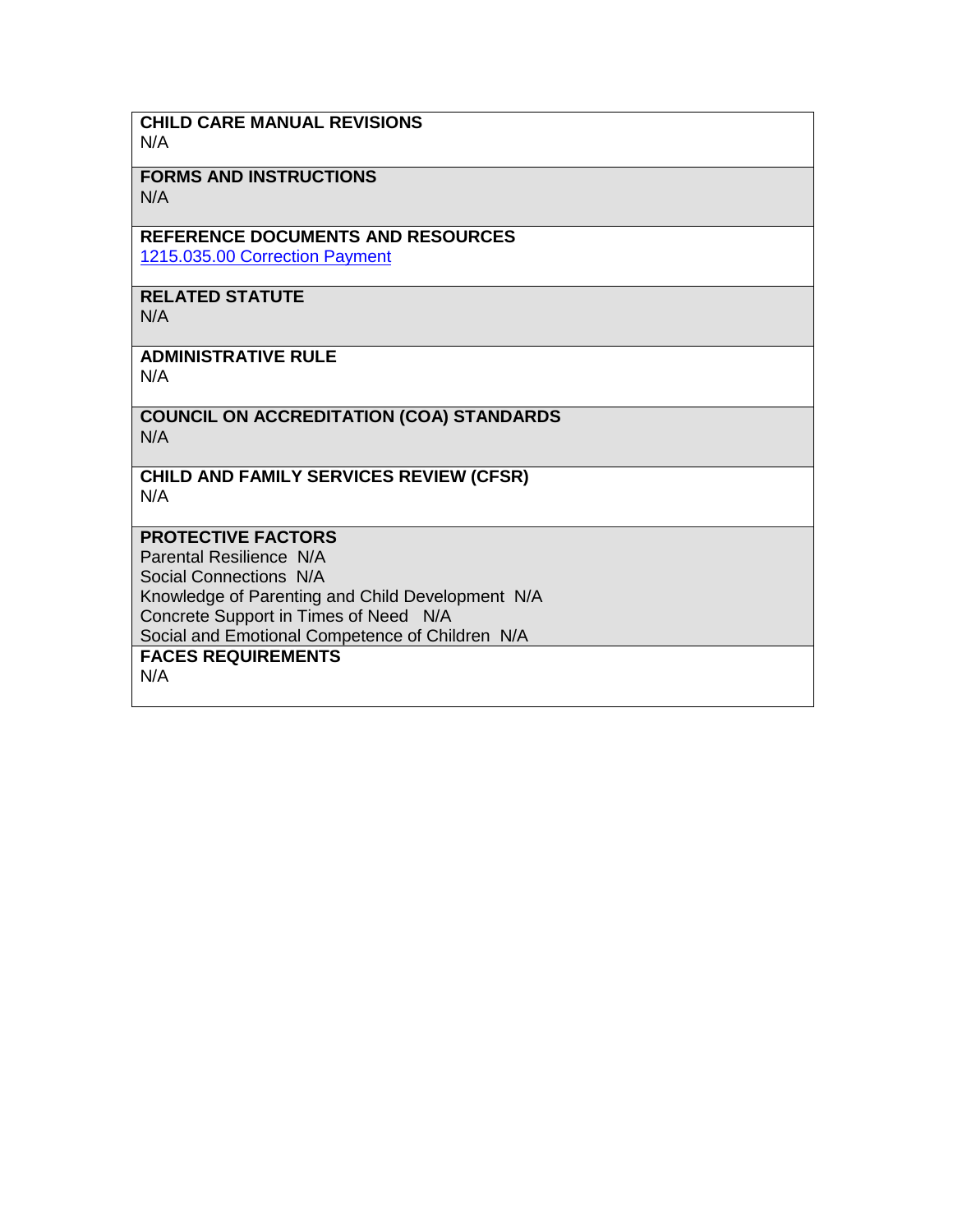**CHILD CARE MANUAL REVISIONS**
N/A

**FORMS AND INSTRUCTIONS**
N/A

**REFERENCE DOCUMENTS AND RESOURCES**
1215.035.00 Correction Payment

**RELATED STATUTE**
N/A

**ADMINISTRATIVE RULE**
N/A

**COUNCIL ON ACCREDITATION (COA) STANDARDS**
N/A

**CHILD AND FAMILY SERVICES REVIEW (CFSR)**
N/A

**PROTECTIVE FACTORS**
Parental Resilience N/A
Social Connections N/A
Knowledge of Parenting and Child Development N/A
Concrete Support in Times of Need N/A
Social and Emotional Competence of Children N/A

**FACES REQUIREMENTS**
N/A